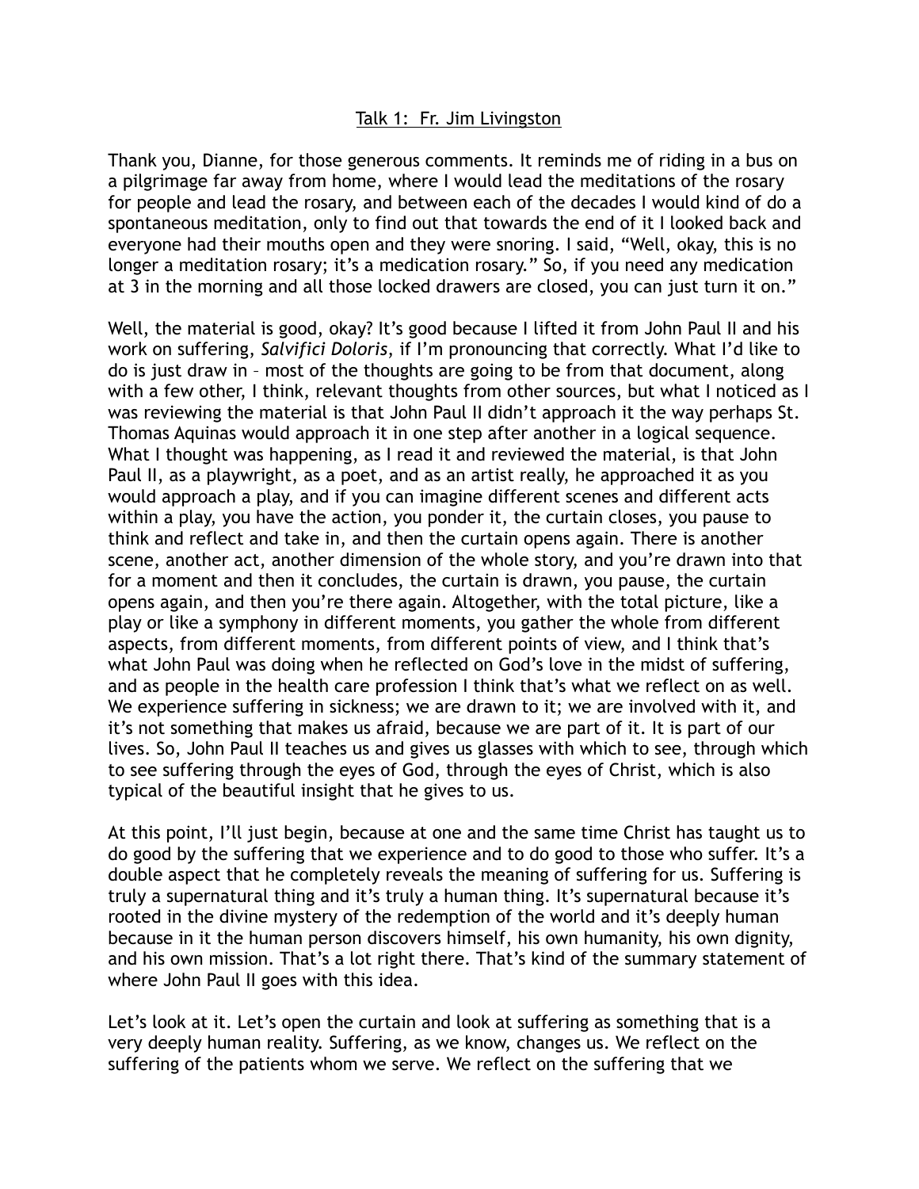Talk 1: Fr. Jim Livingston

Thank you, Dianne, for those generous comments. It reminds me of riding in a bus on a pilgrimage far away from home, where I would lead the meditations of the rosary for people and lead the rosary, and between each of the decades I would kind of do a spontaneous meditation, only to find out that towards the end of it I looked back and everyone had their mouths open and they were snoring. I said, "Well, okay, this is no longer a meditation rosary; it's a medication rosary." So, if you need any medication at 3 in the morning and all those locked drawers are closed, you can just turn it on."

Well, the material is good, okay? It's good because I lifted it from John Paul II and his work on suffering, *Salvifici Doloris*, if I'm pronouncing that correctly. What I'd like to do is just draw in – most of the thoughts are going to be from that document, along with a few other, I think, relevant thoughts from other sources, but what I noticed as I was reviewing the material is that John Paul II didn't approach it the way perhaps St. Thomas Aquinas would approach it in one step after another in a logical sequence. What I thought was happening, as I read it and reviewed the material, is that John Paul II, as a playwright, as a poet, and as an artist really, he approached it as you would approach a play, and if you can imagine different scenes and different acts within a play, you have the action, you ponder it, the curtain closes, you pause to think and reflect and take in, and then the curtain opens again. There is another scene, another act, another dimension of the whole story, and you're drawn into that for a moment and then it concludes, the curtain is drawn, you pause, the curtain opens again, and then you're there again. Altogether, with the total picture, like a play or like a symphony in different moments, you gather the whole from different aspects, from different moments, from different points of view, and I think that's what John Paul was doing when he reflected on God's love in the midst of suffering, and as people in the health care profession I think that's what we reflect on as well. We experience suffering in sickness; we are drawn to it; we are involved with it, and it's not something that makes us afraid, because we are part of it. It is part of our lives. So, John Paul II teaches us and gives us glasses with which to see, through which to see suffering through the eyes of God, through the eyes of Christ, which is also typical of the beautiful insight that he gives to us.

At this point, I'll just begin, because at one and the same time Christ has taught us to do good by the suffering that we experience and to do good to those who suffer. It's a double aspect that he completely reveals the meaning of suffering for us. Suffering is truly a supernatural thing and it's truly a human thing. It's supernatural because it's rooted in the divine mystery of the redemption of the world and it's deeply human because in it the human person discovers himself, his own humanity, his own dignity, and his own mission. That's a lot right there. That's kind of the summary statement of where John Paul II goes with this idea.

Let's look at it. Let's open the curtain and look at suffering as something that is a very deeply human reality. Suffering, as we know, changes us. We reflect on the suffering of the patients whom we serve. We reflect on the suffering that we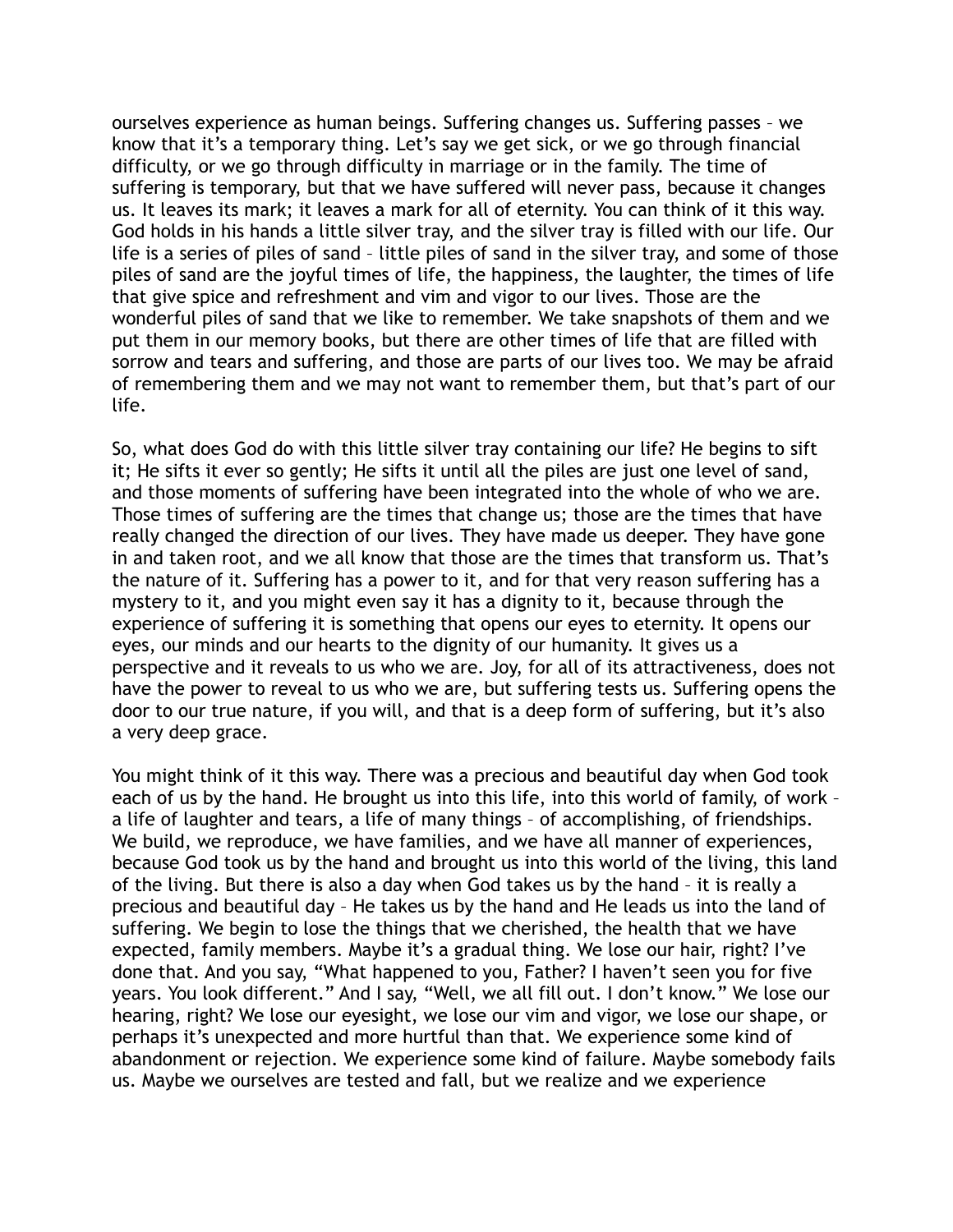ourselves experience as human beings. Suffering changes us. Suffering passes – we know that it's a temporary thing. Let's say we get sick, or we go through financial difficulty, or we go through difficulty in marriage or in the family. The time of suffering is temporary, but that we have suffered will never pass, because it changes us. It leaves its mark; it leaves a mark for all of eternity. You can think of it this way. God holds in his hands a little silver tray, and the silver tray is filled with our life. Our life is a series of piles of sand – little piles of sand in the silver tray, and some of those piles of sand are the joyful times of life, the happiness, the laughter, the times of life that give spice and refreshment and vim and vigor to our lives. Those are the wonderful piles of sand that we like to remember. We take snapshots of them and we put them in our memory books, but there are other times of life that are filled with sorrow and tears and suffering, and those are parts of our lives too. We may be afraid of remembering them and we may not want to remember them, but that's part of our life.

So, what does God do with this little silver tray containing our life? He begins to sift it; He sifts it ever so gently; He sifts it until all the piles are just one level of sand, and those moments of suffering have been integrated into the whole of who we are. Those times of suffering are the times that change us; those are the times that have really changed the direction of our lives. They have made us deeper. They have gone in and taken root, and we all know that those are the times that transform us. That's the nature of it. Suffering has a power to it, and for that very reason suffering has a mystery to it, and you might even say it has a dignity to it, because through the experience of suffering it is something that opens our eyes to eternity. It opens our eyes, our minds and our hearts to the dignity of our humanity. It gives us a perspective and it reveals to us who we are. Joy, for all of its attractiveness, does not have the power to reveal to us who we are, but suffering tests us. Suffering opens the door to our true nature, if you will, and that is a deep form of suffering, but it's also a very deep grace.

You might think of it this way. There was a precious and beautiful day when God took each of us by the hand. He brought us into this life, into this world of family, of work – a life of laughter and tears, a life of many things – of accomplishing, of friendships. We build, we reproduce, we have families, and we have all manner of experiences, because God took us by the hand and brought us into this world of the living, this land of the living. But there is also a day when God takes us by the hand – it is really a precious and beautiful day – He takes us by the hand and He leads us into the land of suffering. We begin to lose the things that we cherished, the health that we have expected, family members. Maybe it's a gradual thing. We lose our hair, right? I've done that. And you say, "What happened to you, Father? I haven't seen you for five years. You look different." And I say, "Well, we all fill out. I don't know." We lose our hearing, right? We lose our eyesight, we lose our vim and vigor, we lose our shape, or perhaps it's unexpected and more hurtful than that. We experience some kind of abandonment or rejection. We experience some kind of failure. Maybe somebody fails us. Maybe we ourselves are tested and fall, but we realize and we experience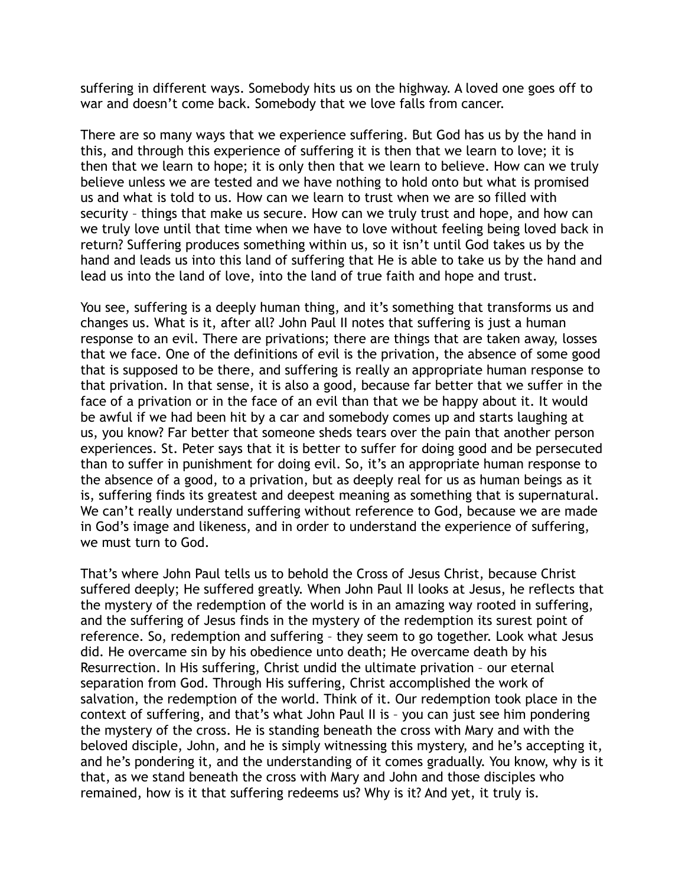suffering in different ways. Somebody hits us on the highway. A loved one goes off to war and doesn't come back. Somebody that we love falls from cancer.

There are so many ways that we experience suffering. But God has us by the hand in this, and through this experience of suffering it is then that we learn to love; it is then that we learn to hope; it is only then that we learn to believe. How can we truly believe unless we are tested and we have nothing to hold onto but what is promised us and what is told to us. How can we learn to trust when we are so filled with security – things that make us secure. How can we truly trust and hope, and how can we truly love until that time when we have to love without feeling being loved back in return? Suffering produces something within us, so it isn't until God takes us by the hand and leads us into this land of suffering that He is able to take us by the hand and lead us into the land of love, into the land of true faith and hope and trust.

You see, suffering is a deeply human thing, and it's something that transforms us and changes us. What is it, after all? John Paul II notes that suffering is just a human response to an evil. There are privations; there are things that are taken away, losses that we face. One of the definitions of evil is the privation, the absence of some good that is supposed to be there, and suffering is really an appropriate human response to that privation. In that sense, it is also a good, because far better that we suffer in the face of a privation or in the face of an evil than that we be happy about it. It would be awful if we had been hit by a car and somebody comes up and starts laughing at us, you know? Far better that someone sheds tears over the pain that another person experiences. St. Peter says that it is better to suffer for doing good and be persecuted than to suffer in punishment for doing evil. So, it's an appropriate human response to the absence of a good, to a privation, but as deeply real for us as human beings as it is, suffering finds its greatest and deepest meaning as something that is supernatural. We can't really understand suffering without reference to God, because we are made in God's image and likeness, and in order to understand the experience of suffering, we must turn to God.

That's where John Paul tells us to behold the Cross of Jesus Christ, because Christ suffered deeply; He suffered greatly. When John Paul II looks at Jesus, he reflects that the mystery of the redemption of the world is in an amazing way rooted in suffering, and the suffering of Jesus finds in the mystery of the redemption its surest point of reference. So, redemption and suffering – they seem to go together. Look what Jesus did. He overcame sin by his obedience unto death; He overcame death by his Resurrection. In His suffering, Christ undid the ultimate privation – our eternal separation from God. Through His suffering, Christ accomplished the work of salvation, the redemption of the world. Think of it. Our redemption took place in the context of suffering, and that's what John Paul II is – you can just see him pondering the mystery of the cross. He is standing beneath the cross with Mary and with the beloved disciple, John, and he is simply witnessing this mystery, and he's accepting it, and he's pondering it, and the understanding of it comes gradually. You know, why is it that, as we stand beneath the cross with Mary and John and those disciples who remained, how is it that suffering redeems us? Why is it? And yet, it truly is.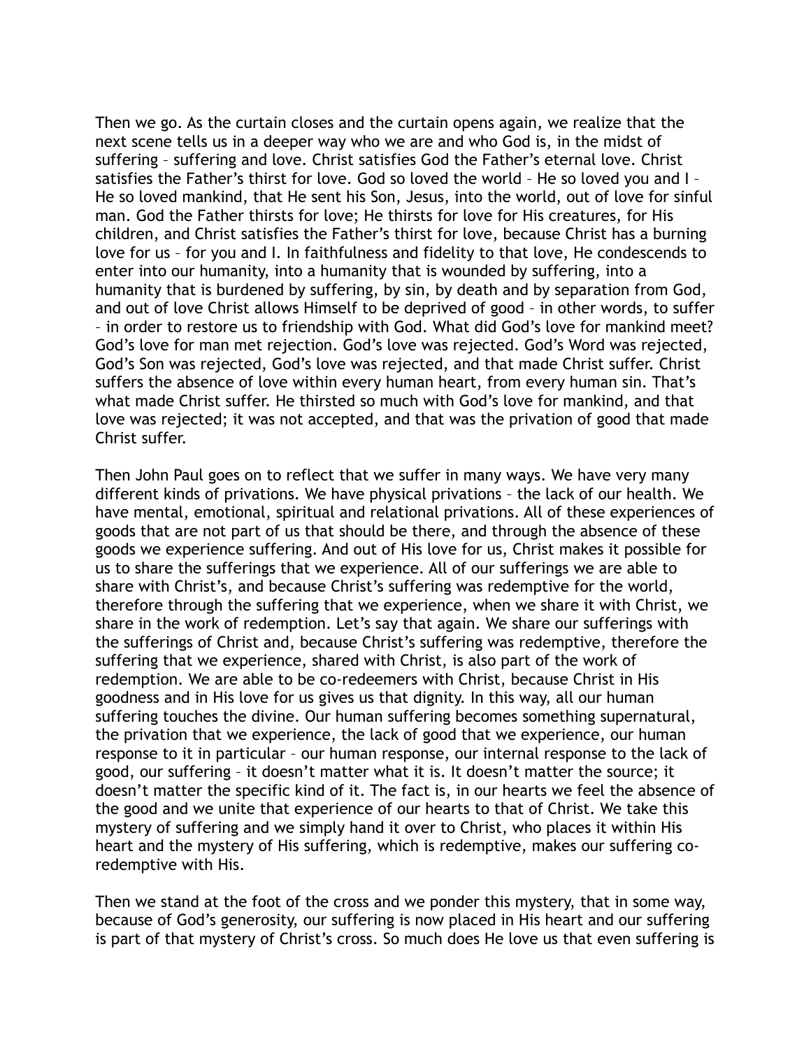Then we go. As the curtain closes and the curtain opens again, we realize that the next scene tells us in a deeper way who we are and who God is, in the midst of suffering – suffering and love. Christ satisfies God the Father's eternal love. Christ satisfies the Father's thirst for love. God so loved the world – He so loved you and I – He so loved mankind, that He sent his Son, Jesus, into the world, out of love for sinful man. God the Father thirsts for love; He thirsts for love for His creatures, for His children, and Christ satisfies the Father's thirst for love, because Christ has a burning love for us – for you and I. In faithfulness and fidelity to that love, He condescends to enter into our humanity, into a humanity that is wounded by suffering, into a humanity that is burdened by suffering, by sin, by death and by separation from God, and out of love Christ allows Himself to be deprived of good – in other words, to suffer – in order to restore us to friendship with God. What did God's love for mankind meet? God's love for man met rejection. God's love was rejected. God's Word was rejected, God's Son was rejected, God's love was rejected, and that made Christ suffer. Christ suffers the absence of love within every human heart, from every human sin. That's what made Christ suffer. He thirsted so much with God's love for mankind, and that love was rejected; it was not accepted, and that was the privation of good that made Christ suffer.

Then John Paul goes on to reflect that we suffer in many ways. We have very many different kinds of privations. We have physical privations – the lack of our health. We have mental, emotional, spiritual and relational privations. All of these experiences of goods that are not part of us that should be there, and through the absence of these goods we experience suffering. And out of His love for us, Christ makes it possible for us to share the sufferings that we experience. All of our sufferings we are able to share with Christ's, and because Christ's suffering was redemptive for the world, therefore through the suffering that we experience, when we share it with Christ, we share in the work of redemption. Let's say that again. We share our sufferings with the sufferings of Christ and, because Christ's suffering was redemptive, therefore the suffering that we experience, shared with Christ, is also part of the work of redemption. We are able to be co-redeemers with Christ, because Christ in His goodness and in His love for us gives us that dignity. In this way, all our human suffering touches the divine. Our human suffering becomes something supernatural, the privation that we experience, the lack of good that we experience, our human response to it in particular – our human response, our internal response to the lack of good, our suffering – it doesn't matter what it is. It doesn't matter the source; it doesn't matter the specific kind of it. The fact is, in our hearts we feel the absence of the good and we unite that experience of our hearts to that of Christ. We take this mystery of suffering and we simply hand it over to Christ, who places it within His heart and the mystery of His suffering, which is redemptive, makes our suffering co-redemptive with His.

Then we stand at the foot of the cross and we ponder this mystery, that in some way, because of God's generosity, our suffering is now placed in His heart and our suffering is part of that mystery of Christ's cross. So much does He love us that even suffering is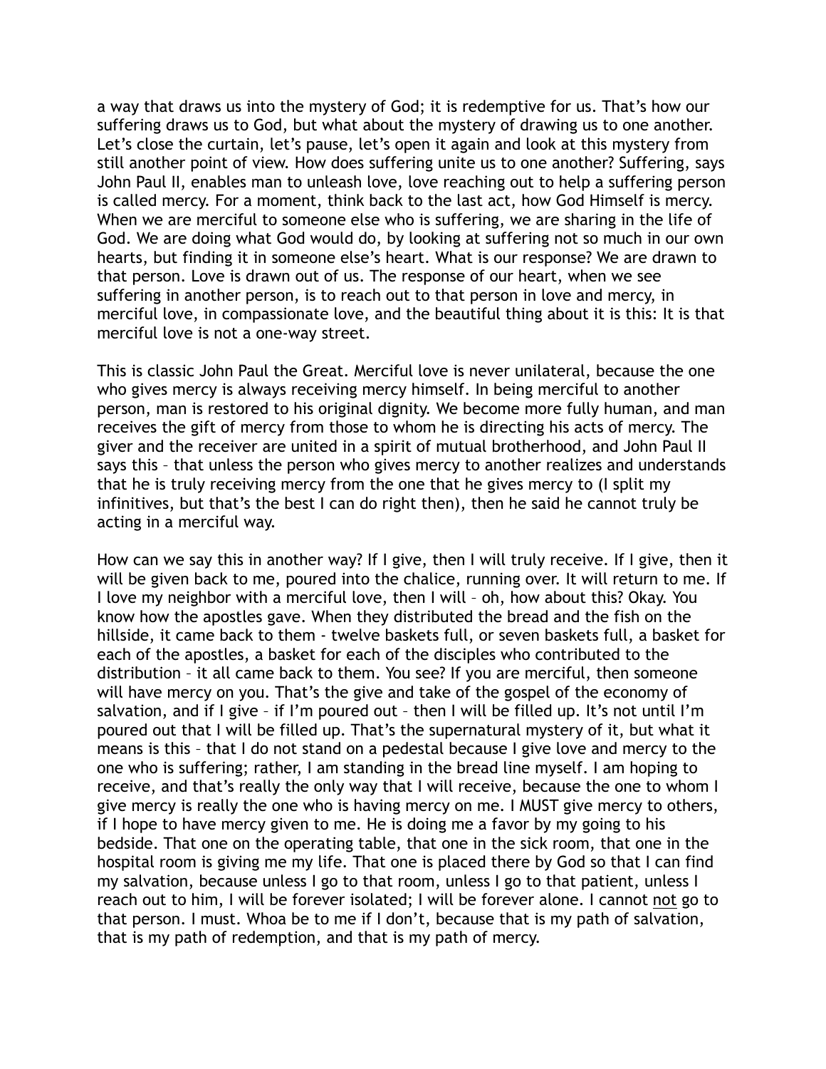a way that draws us into the mystery of God; it is redemptive for us. That's how our suffering draws us to God, but what about the mystery of drawing us to one another. Let's close the curtain, let's pause, let's open it again and look at this mystery from still another point of view. How does suffering unite us to one another? Suffering, says John Paul II, enables man to unleash love, love reaching out to help a suffering person is called mercy. For a moment, think back to the last act, how God Himself is mercy. When we are merciful to someone else who is suffering, we are sharing in the life of God. We are doing what God would do, by looking at suffering not so much in our own hearts, but finding it in someone else's heart. What is our response? We are drawn to that person. Love is drawn out of us. The response of our heart, when we see suffering in another person, is to reach out to that person in love and mercy, in merciful love, in compassionate love, and the beautiful thing about it is this: It is that merciful love is not a one-way street.

This is classic John Paul the Great. Merciful love is never unilateral, because the one who gives mercy is always receiving mercy himself. In being merciful to another person, man is restored to his original dignity. We become more fully human, and man receives the gift of mercy from those to whom he is directing his acts of mercy. The giver and the receiver are united in a spirit of mutual brotherhood, and John Paul II says this – that unless the person who gives mercy to another realizes and understands that he is truly receiving mercy from the one that he gives mercy to (I split my infinitives, but that's the best I can do right then), then he said he cannot truly be acting in a merciful way.

How can we say this in another way? If I give, then I will truly receive. If I give, then it will be given back to me, poured into the chalice, running over. It will return to me. If I love my neighbor with a merciful love, then I will – oh, how about this? Okay. You know how the apostles gave. When they distributed the bread and the fish on the hillside, it came back to them - twelve baskets full, or seven baskets full, a basket for each of the apostles, a basket for each of the disciples who contributed to the distribution – it all came back to them. You see? If you are merciful, then someone will have mercy on you. That's the give and take of the gospel of the economy of salvation, and if I give – if I'm poured out – then I will be filled up. It's not until I'm poured out that I will be filled up. That's the supernatural mystery of it, but what it means is this – that I do not stand on a pedestal because I give love and mercy to the one who is suffering; rather, I am standing in the bread line myself. I am hoping to receive, and that's really the only way that I will receive, because the one to whom I give mercy is really the one who is having mercy on me. I MUST give mercy to others, if I hope to have mercy given to me. He is doing me a favor by my going to his bedside. That one on the operating table, that one in the sick room, that one in the hospital room is giving me my life. That one is placed there by God so that I can find my salvation, because unless I go to that room, unless I go to that patient, unless I reach out to him, I will be forever isolated; I will be forever alone. I cannot <u>not</u> go to that person. I must. Whoa be to me if I don't, because that is my path of salvation, that is my path of redemption, and that is my path of mercy.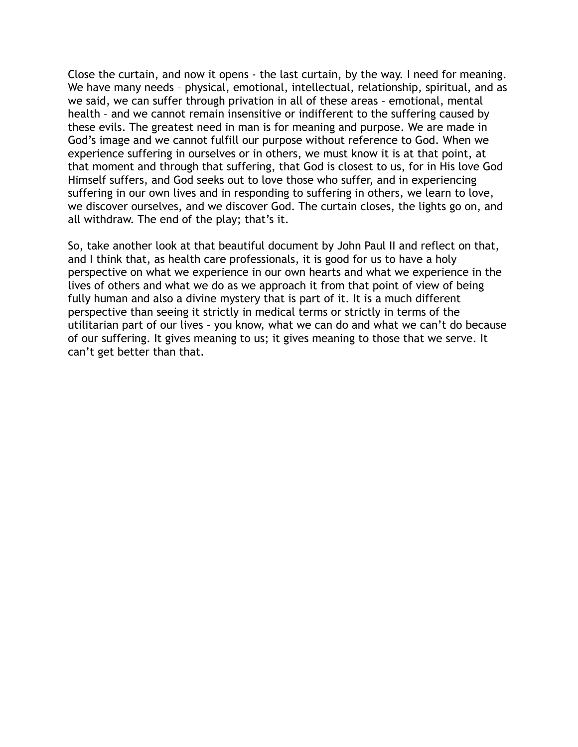Close the curtain, and now it opens - the last curtain, by the way. I need for meaning. We have many needs – physical, emotional, intellectual, relationship, spiritual, and as we said, we can suffer through privation in all of these areas – emotional, mental health – and we cannot remain insensitive or indifferent to the suffering caused by these evils. The greatest need in man is for meaning and purpose. We are made in God's image and we cannot fulfill our purpose without reference to God. When we experience suffering in ourselves or in others, we must know it is at that point, at that moment and through that suffering, that God is closest to us, for in His love God Himself suffers, and God seeks out to love those who suffer, and in experiencing suffering in our own lives and in responding to suffering in others, we learn to love, we discover ourselves, and we discover God. The curtain closes, the lights go on, and all withdraw. The end of the play; that's it.

So, take another look at that beautiful document by John Paul II and reflect on that, and I think that, as health care professionals, it is good for us to have a holy perspective on what we experience in our own hearts and what we experience in the lives of others and what we do as we approach it from that point of view of being fully human and also a divine mystery that is part of it. It is a much different perspective than seeing it strictly in medical terms or strictly in terms of the utilitarian part of our lives – you know, what we can do and what we can't do because of our suffering. It gives meaning to us; it gives meaning to those that we serve. It can't get better than that.